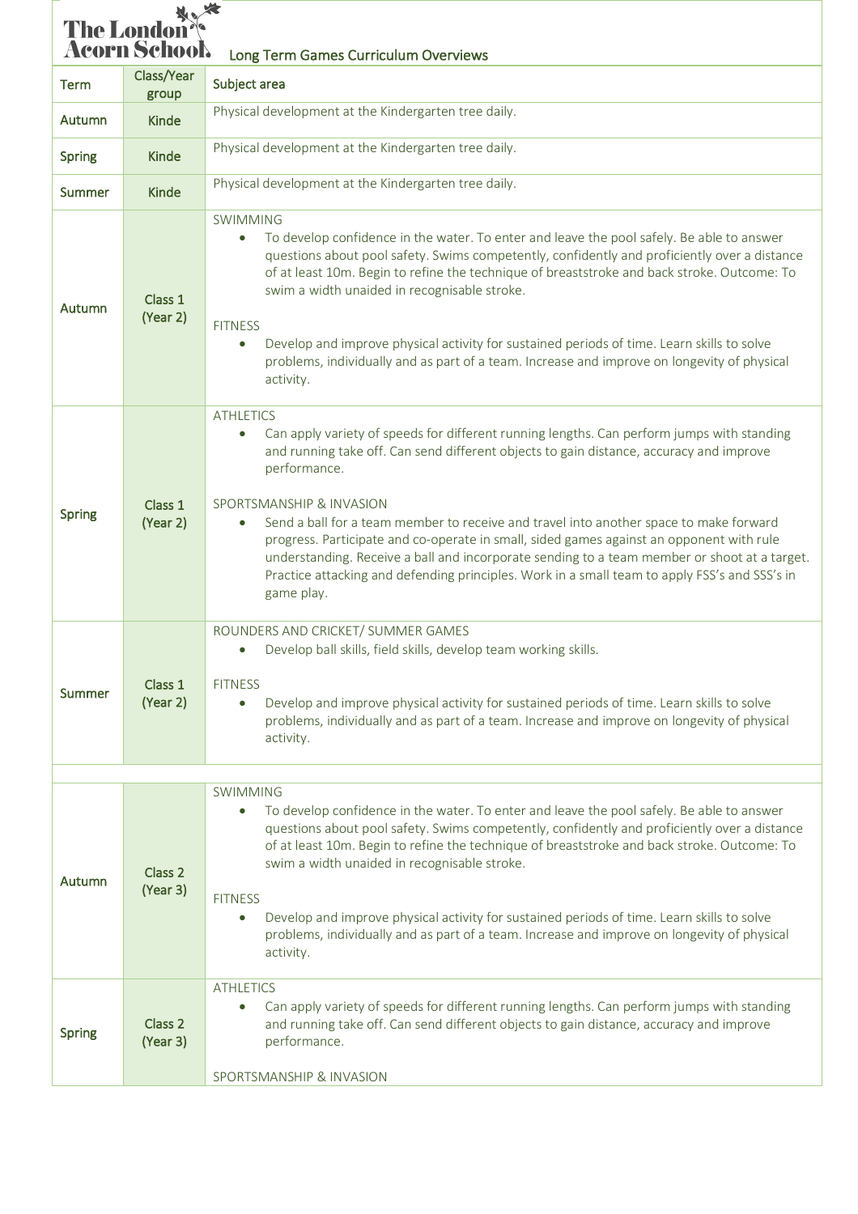# The London Acorn School

## Long Term Games Curriculum Overviews

| Term | Class/Year group | Subject area |
|---|---|---|
| Autumn | Kinde | Physical development at the Kindergarten tree daily. |
| Spring | Kinde | Physical development at the Kindergarten tree daily. |
| Summer | Kinde | Physical development at the Kindergarten tree daily. |
| Autumn | Class 1 (Year 2) | SWIMMING<br>• To develop confidence in the water. To enter and leave the pool safely. Be able to answer questions about pool safety. Swims competently, confidently and proficiently over a distance of at least 10m. Begin to refine the technique of breaststroke and back stroke. Outcome: To swim a width unaided in recognisable stroke.<br><br>FITNESS<br>• Develop and improve physical activity for sustained periods of time. Learn skills to solve problems, individually and as part of a team. Increase and improve on longevity of physical activity. |
| Spring | Class 1 (Year 2) | ATHLETICS<br>• Can apply variety of speeds for different running lengths. Can perform jumps with standing and running take off. Can send different objects to gain distance, accuracy and improve performance.<br><br>SPORTSMANSHIP & INVASION<br>• Send a ball for a team member to receive and travel into another space to make forward progress. Participate and co-operate in small, sided games against an opponent with rule understanding. Receive a ball and incorporate sending to a team member or shoot at a target. Practice attacking and defending principles. Work in a small team to apply FSS's and SSS's in game play. |
| Summer | Class 1 (Year 2) | ROUNDERS AND CRICKET/ SUMMER GAMES<br>• Develop ball skills, field skills, develop team working skills.<br><br>FITNESS<br>• Develop and improve physical activity for sustained periods of time. Learn skills to solve problems, individually and as part of a team. Increase and improve on longevity of physical activity. |
| | | |
| Autumn | Class 2 (Year 3) | SWIMMING<br>• To develop confidence in the water. To enter and leave the pool safely. Be able to answer questions about pool safety. Swims competently, confidently and proficiently over a distance of at least 10m. Begin to refine the technique of breaststroke and back stroke. Outcome: To swim a width unaided in recognisable stroke.<br><br>FITNESS<br>• Develop and improve physical activity for sustained periods of time. Learn skills to solve problems, individually and as part of a team. Increase and improve on longevity of physical activity. |
| Spring | Class 2 (Year 3) | ATHLETICS<br>• Can apply variety of speeds for different running lengths. Can perform jumps with standing and running take off. Can send different objects to gain distance, accuracy and improve performance.<br><br>SPORTSMANSHIP & INVASION |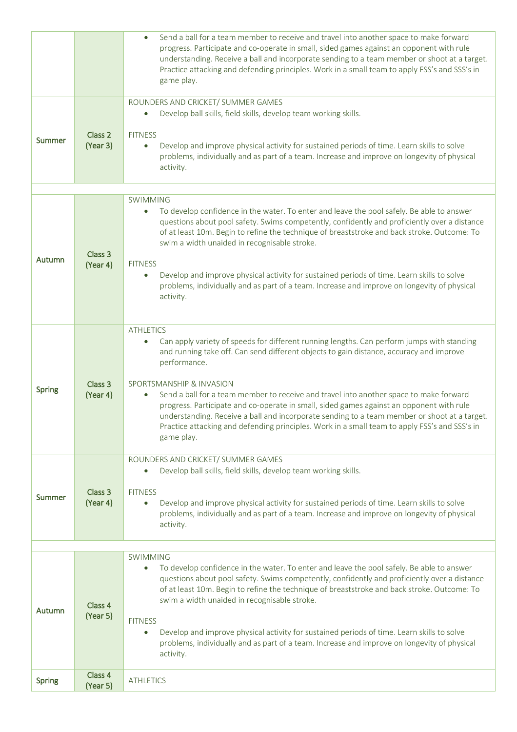| | | |
|---|---|---|
| | | • Send a ball for a team member to receive and travel into another space to make forward progress. Participate and co-operate in small, sided games against an opponent with rule understanding. Receive a ball and incorporate sending to a team member or shoot at a target. Practice attacking and defending principles. Work in a small team to apply FSS's and SSS's in game play. |
| **Summer** | Class 2 (Year 3) | ROUNDERS AND CRICKET/ SUMMER GAMES<br>• Develop ball skills, field skills, develop team working skills.<br><br>FITNESS<br>• Develop and improve physical activity for sustained periods of time. Learn skills to solve problems, individually and as part of a team. Increase and improve on longevity of physical activity. |
| | | |
| **Autumn** | Class 3 (Year 4) | SWIMMING<br>• To develop confidence in the water. To enter and leave the pool safely. Be able to answer questions about pool safety. Swims competently, confidently and proficiently over a distance of at least 10m. Begin to refine the technique of breaststroke and back stroke. Outcome: To swim a width unaided in recognisable stroke.<br><br>FITNESS<br>• Develop and improve physical activity for sustained periods of time. Learn skills to solve problems, individually and as part of a team. Increase and improve on longevity of physical activity. |
| **Spring** | Class 3 (Year 4) | ATHLETICS<br>• Can apply variety of speeds for different running lengths. Can perform jumps with standing and running take off. Can send different objects to gain distance, accuracy and improve performance.<br><br>SPORTSMANSHIP & INVASION<br>• Send a ball for a team member to receive and travel into another space to make forward progress. Participate and co-operate in small, sided games against an opponent with rule understanding. Receive a ball and incorporate sending to a team member or shoot at a target. Practice attacking and defending principles. Work in a small team to apply FSS's and SSS's in game play. |
| **Summer** | Class 3 (Year 4) | ROUNDERS AND CRICKET/ SUMMER GAMES<br>• Develop ball skills, field skills, develop team working skills.<br><br>FITNESS<br>• Develop and improve physical activity for sustained periods of time. Learn skills to solve problems, individually and as part of a team. Increase and improve on longevity of physical activity. |
| | | |
| **Autumn** | Class 4 (Year 5) | SWIMMING<br>• To develop confidence in the water. To enter and leave the pool safely. Be able to answer questions about pool safety. Swims competently, confidently and proficiently over a distance of at least 10m. Begin to refine the technique of breaststroke and back stroke. Outcome: To swim a width unaided in recognisable stroke.<br><br>FITNESS<br>• Develop and improve physical activity for sustained periods of time. Learn skills to solve problems, individually and as part of a team. Increase and improve on longevity of physical activity. |
| **Spring** | Class 4 (Year 5) | ATHLETICS |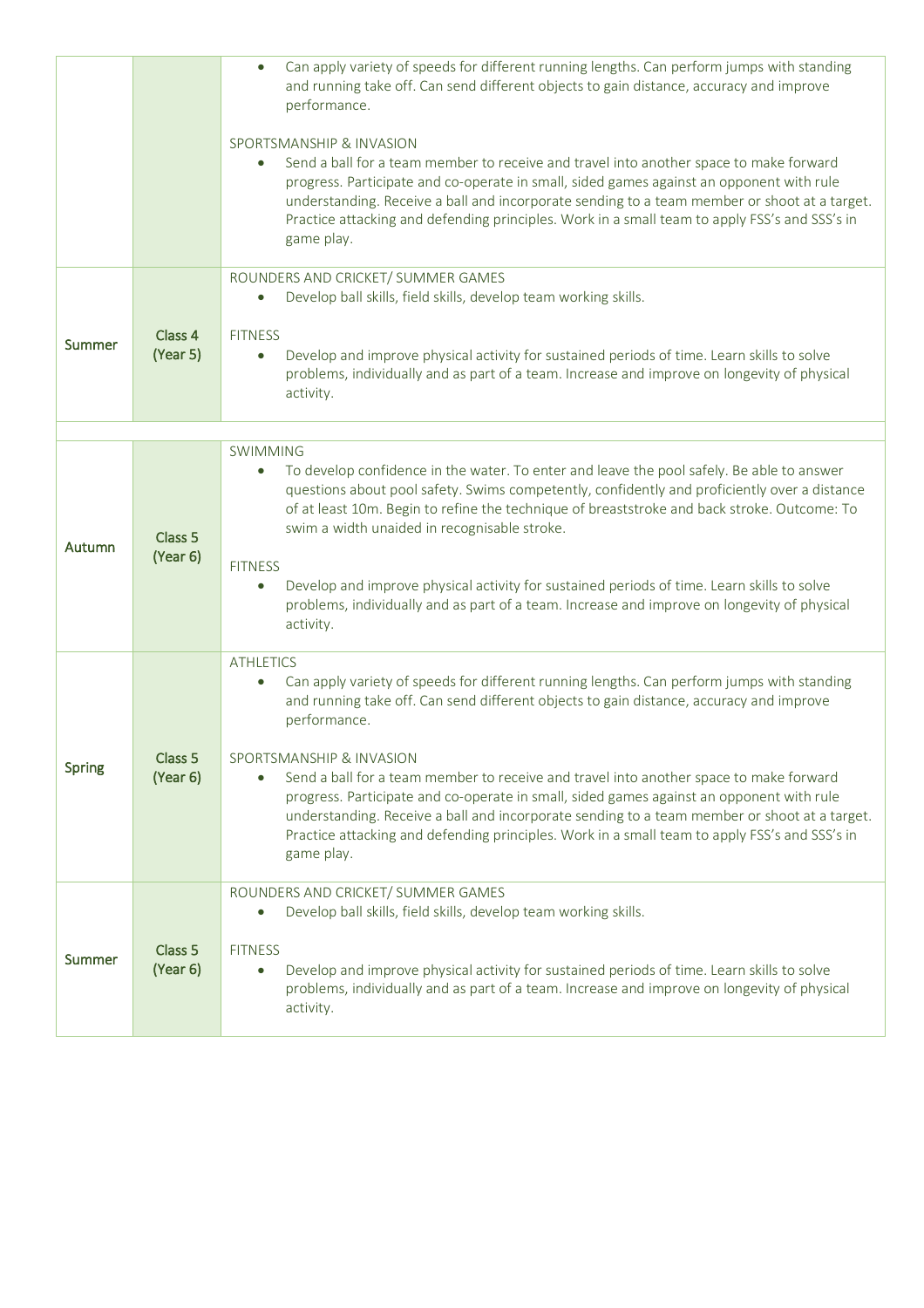| | | |
|---|---|---|
| | | • Can apply variety of speeds for different running lengths. Can perform jumps with standing and running take off. Can send different objects to gain distance, accuracy and improve performance.<br><br>SPORTSMANSHIP & INVASION<br>• Send a ball for a team member to receive and travel into another space to make forward progress. Participate and co-operate in small, sided games against an opponent with rule understanding. Receive a ball and incorporate sending to a team member or shoot at a target. Practice attacking and defending principles. Work in a small team to apply FSS's and SSS's in game play. |
| Summer | Class 4 (Year 5) | ROUNDERS AND CRICKET/ SUMMER GAMES<br>• Develop ball skills, field skills, develop team working skills.<br><br>FITNESS<br>• Develop and improve physical activity for sustained periods of time. Learn skills to solve problems, individually and as part of a team. Increase and improve on longevity of physical activity. |
| | | |
| Autumn | Class 5 (Year 6) | SWIMMING<br>• To develop confidence in the water. To enter and leave the pool safely. Be able to answer questions about pool safety. Swims competently, confidently and proficiently over a distance of at least 10m. Begin to refine the technique of breaststroke and back stroke. Outcome: To swim a width unaided in recognisable stroke.<br><br>FITNESS<br>• Develop and improve physical activity for sustained periods of time. Learn skills to solve problems, individually and as part of a team. Increase and improve on longevity of physical activity. |
| Spring | Class 5 (Year 6) | ATHLETICS<br>• Can apply variety of speeds for different running lengths. Can perform jumps with standing and running take off. Can send different objects to gain distance, accuracy and improve performance.<br><br>SPORTSMANSHIP & INVASION<br>• Send a ball for a team member to receive and travel into another space to make forward progress. Participate and co-operate in small, sided games against an opponent with rule understanding. Receive a ball and incorporate sending to a team member or shoot at a target. Practice attacking and defending principles. Work in a small team to apply FSS's and SSS's in game play. |
| Summer | Class 5 (Year 6) | ROUNDERS AND CRICKET/ SUMMER GAMES<br>• Develop ball skills, field skills, develop team working skills.<br><br>FITNESS<br>• Develop and improve physical activity for sustained periods of time. Learn skills to solve problems, individually and as part of a team. Increase and improve on longevity of physical activity. |